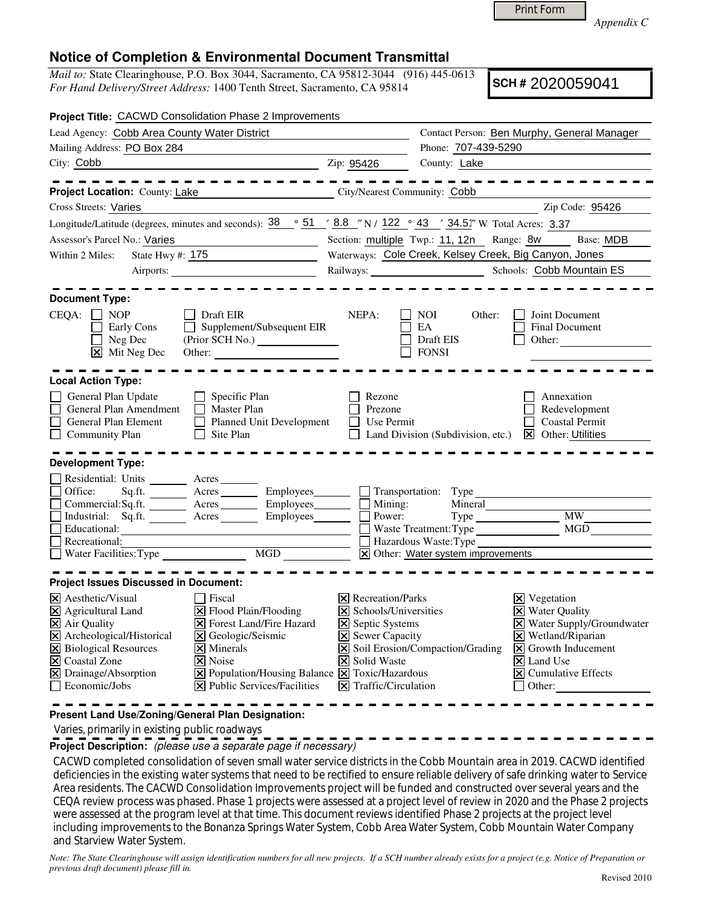Print Form

*Appendix C*

# Notice of Completion & Environmental Document Transmittal

*Mail to:* State Clearinghouse, P.O. Box 3044, Sacramento, CA 95812-3044 (916) 445-0613
*For Hand Delivery/Street Address:* 1400 Tenth Street, Sacramento, CA 95814

**SCH #** 2020059041

**Project Title:** CACWD Consolidation Phase 2 Improvements

Lead Agency: Cobb Area County Water District
Contact Person: Ben Murphy, General Manager
Mailing Address: PO Box 284
Phone: 707-439-5290
City: Cobb
Zip: 95426
County: Lake

---

**Project Location:** County: Lake
City/Nearest Community: Cobb
Cross Streets: Varies
Zip Code: 95426
Longitude/Latitude (degrees, minutes and seconds): 38 ° 51 ′ 8.8 ″ N / 122 ° 43 ′ 34.5″ W Total Acres: 3.37
Assessor's Parcel No.: Varies
Section: multiple Twp.: 11, 12n Range: 8w Base: MDB
Within 2 Miles: State Hwy #: 175
Waterways: Cole Creek, Kelsey Creek, Big Canyon, Jones
Airports:
Railways:
Schools: Cobb Mountain ES

---

**Document Type:**

CEQA:
- ☐ NOP
- ☐ Early Cons
- ☐ Neg Dec
- ☒ Mit Neg Dec
- ☐ Draft EIR
- ☐ Supplement/Subsequent EIR (Prior SCH No.)
- Other:

NEPA:
- ☐ NOI
- ☐ EA
- ☐ Draft EIS
- ☐ FONSI

Other:
- ☐ Joint Document
- ☐ Final Document
- ☐ Other:

---

**Local Action Type:**

- ☐ General Plan Update
- ☐ General Plan Amendment
- ☐ General Plan Element
- ☐ Community Plan
- ☐ Specific Plan
- ☐ Master Plan
- ☐ Planned Unit Development
- ☐ Site Plan
- ☐ Rezone
- ☐ Prezone
- ☐ Use Permit
- ☐ Land Division (Subdivision, etc.)
- ☐ Annexation
- ☐ Redevelopment
- ☐ Coastal Permit
- ☒ Other: Utilities

---

**Development Type:**

- ☐ Residential: Units ___ Acres ___
- ☐ Office: Sq.ft. ___ Acres ___ Employees ___
- ☐ Commercial: Sq.ft. ___ Acres ___ Employees ___
- ☐ Industrial: Sq.ft. ___ Acres ___ Employees ___
- ☐ Educational:
- ☐ Recreational:
- ☐ Water Facilities: Type ___ MGD ___
- ☐ Transportation: Type
- ☐ Mining: Mineral
- ☐ Power: Type ___ MW
- ☐ Waste Treatment: Type ___ MGD
- ☐ Hazardous Waste: Type
- ☒ Other: Water system improvements

---

**Project Issues Discussed in Document:**

- ☒ Aesthetic/Visual
- ☒ Agricultural Land
- ☒ Air Quality
- ☒ Archeological/Historical
- ☒ Biological Resources
- ☒ Coastal Zone
- ☒ Drainage/Absorption
- ☐ Economic/Jobs
- ☐ Fiscal
- ☒ Flood Plain/Flooding
- ☒ Forest Land/Fire Hazard
- ☒ Geologic/Seismic
- ☒ Minerals
- ☒ Noise
- ☒ Population/Housing Balance
- ☒ Public Services/Facilities
- ☒ Recreation/Parks
- ☒ Schools/Universities
- ☒ Septic Systems
- ☒ Sewer Capacity
- ☒ Soil Erosion/Compaction/Grading
- ☒ Solid Waste
- ☒ Toxic/Hazardous
- ☒ Traffic/Circulation
- ☒ Vegetation
- ☒ Water Quality
- ☒ Water Supply/Groundwater
- ☒ Wetland/Riparian
- ☒ Growth Inducement
- ☒ Land Use
- ☒ Cumulative Effects
- ☐ Other:

---

**Present Land Use/Zoning/General Plan Designation:**

Varies, primarily in existing public roadways

**Project Description:** *(please use a separate page if necessary)*

CACWD completed consolidation of seven small water service districts in the Cobb Mountain area in 2019. CACWD identified deficiencies in the existing water systems that need to be rectified to ensure reliable delivery of safe drinking water to Service Area residents. The CACWD Consolidation Improvements project will be funded and constructed over several years and the CEQA review process was phased. Phase 1 projects were assessed at a project level of review in 2020 and the Phase 2 projects were assessed at the program level at that time. This document reviews identified Phase 2 projects at the project level including improvements to the Bonanza Springs Water System, Cobb Area Water System, Cobb Mountain Water Company and Starview Water System.

*Note: The State Clearinghouse will assign identification numbers for all new projects. If a SCH number already exists for a project (e.g. Notice of Preparation or previous draft document) please fill in.*

Revised 2010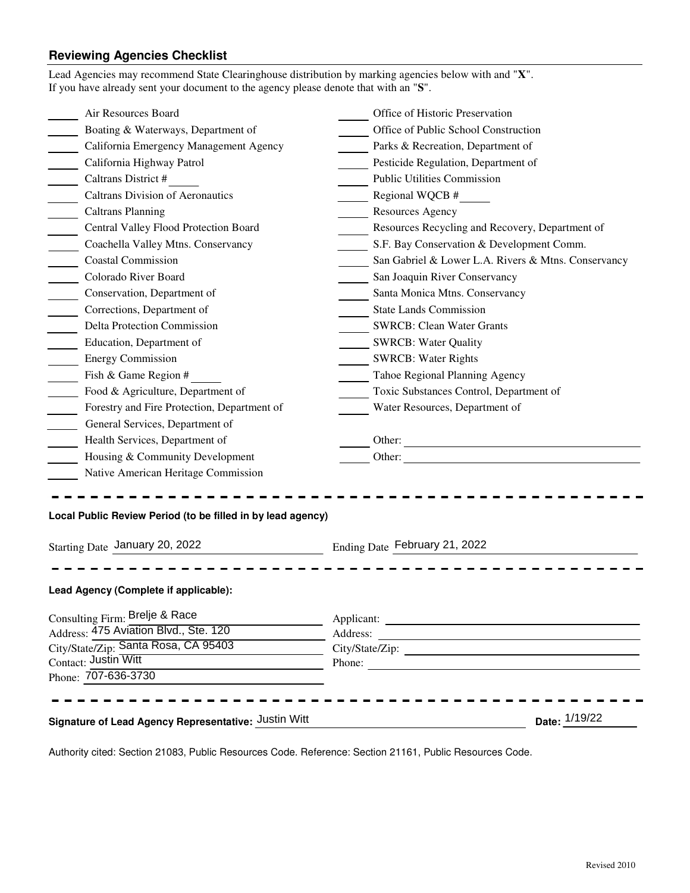## Reviewing Agencies Checklist

Lead Agencies may recommend State Clearinghouse distribution by marking agencies below with and "**X**".
If you have already sent your document to the agency please denote that with an "**S**".

| | |
|---|---|
| ____ Air Resources Board | ____ Office of Historic Preservation |
| ____ Boating & Waterways, Department of | ____ Office of Public School Construction |
| ____ California Emergency Management Agency | ____ Parks & Recreation, Department of |
| ____ California Highway Patrol | ____ Pesticide Regulation, Department of |
| ____ Caltrans District # ____ | ____ Public Utilities Commission |
| ____ Caltrans Division of Aeronautics | ____ Regional WQCB # ____ |
| ____ Caltrans Planning | ____ Resources Agency |
| ____ Central Valley Flood Protection Board | ____ Resources Recycling and Recovery, Department of |
| ____ Coachella Valley Mtns. Conservancy | ____ S.F. Bay Conservation & Development Comm. |
| ____ Coastal Commission | ____ San Gabriel & Lower L.A. Rivers & Mtns. Conservancy |
| ____ Colorado River Board | ____ San Joaquin River Conservancy |
| ____ Conservation, Department of | ____ Santa Monica Mtns. Conservancy |
| ____ Corrections, Department of | ____ State Lands Commission |
| ____ Delta Protection Commission | ____ SWRCB: Clean Water Grants |
| ____ Education, Department of | ____ SWRCB: Water Quality |
| ____ Energy Commission | ____ SWRCB: Water Rights |
| ____ Fish & Game Region # ____ | ____ Tahoe Regional Planning Agency |
| ____ Food & Agriculture, Department of | ____ Toxic Substances Control, Department of |
| ____ Forestry and Fire Protection, Department of | ____ Water Resources, Department of |
| ____ General Services, Department of | |
| ____ Health Services, Department of | ____ Other: ____________ |
| ____ Housing & Community Development | ____ Other: ____________ |
| ____ Native American Heritage Commission | |

---

**Local Public Review Period (to be filled in by lead agency)**

Starting Date January 20, 2022 Ending Date February 21, 2022

---

**Lead Agency (Complete if applicable):**

Consulting Firm: Brelje & Race
Address: 475 Aviation Blvd., Ste. 120
City/State/Zip: Santa Rosa, CA 95403
Contact: Justin Witt
Phone: 707-636-3730

Applicant:
Address:
City/State/Zip:
Phone:

---

**Signature of Lead Agency Representative:** Justin Witt **Date:** 1/19/22

Authority cited: Section 21083, Public Resources Code. Reference: Section 21161, Public Resources Code.

Revised 2010